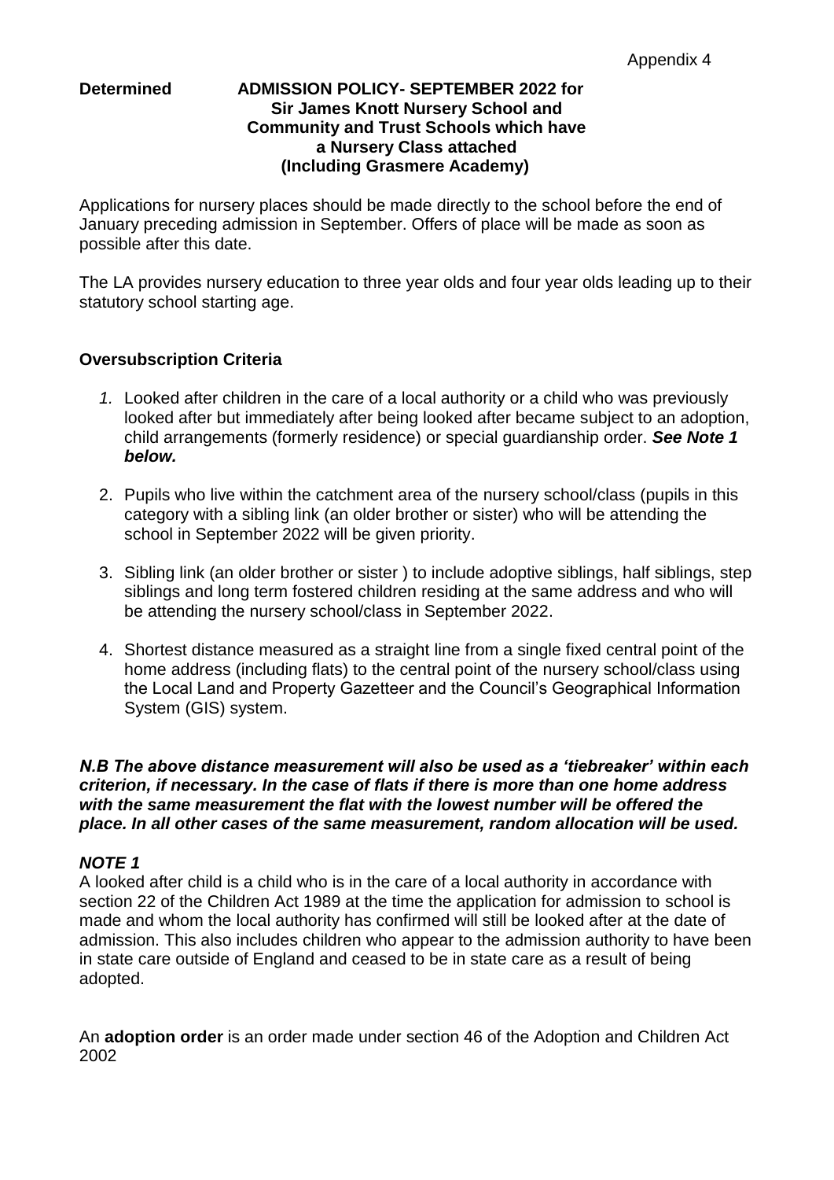Appendix 4

**Determined ADMISSION POLICY- SEPTEMBER 2022 for Sir James Knott Nursery School and Community and Trust Schools which have a Nursery Class attached (Including Grasmere Academy)**

Applications for nursery places should be made directly to the school before the end of January preceding admission in September. Offers of place will be made as soon as possible after this date.

The LA provides nursery education to three year olds and four year olds leading up to their statutory school starting age.

## Oversubscription Criteria

1. Looked after children in the care of a local authority or a child who was previously looked after but immediately after being looked after became subject to an adoption, child arrangements (formerly residence) or special guardianship order. ***See Note 1 below.***
2. Pupils who live within the catchment area of the nursery school/class (pupils in this category with a sibling link (an older brother or sister) who will be attending the school in September 2022 will be given priority.
3. Sibling link (an older brother or sister ) to include adoptive siblings, half siblings, step siblings and long term fostered children residing at the same address and who will be attending the nursery school/class in September 2022.
4. Shortest distance measured as a straight line from a single fixed central point of the home address (including flats) to the central point of the nursery school/class using the Local Land and Property Gazetteer and the Council's Geographical Information System (GIS) system.

***N.B The above distance measurement will also be used as a 'tiebreaker' within each criterion, if necessary. In the case of flats if there is more than one home address with the same measurement the flat with the lowest number will be offered the place. In all other cases of the same measurement, random allocation will be used.***

***NOTE 1***

A looked after child is a child who is in the care of a local authority in accordance with section 22 of the Children Act 1989 at the time the application for admission to school is made and whom the local authority has confirmed will still be looked after at the date of admission. This also includes children who appear to the admission authority to have been in state care outside of England and ceased to be in state care as a result of being adopted.

An **adoption order** is an order made under section 46 of the Adoption and Children Act 2002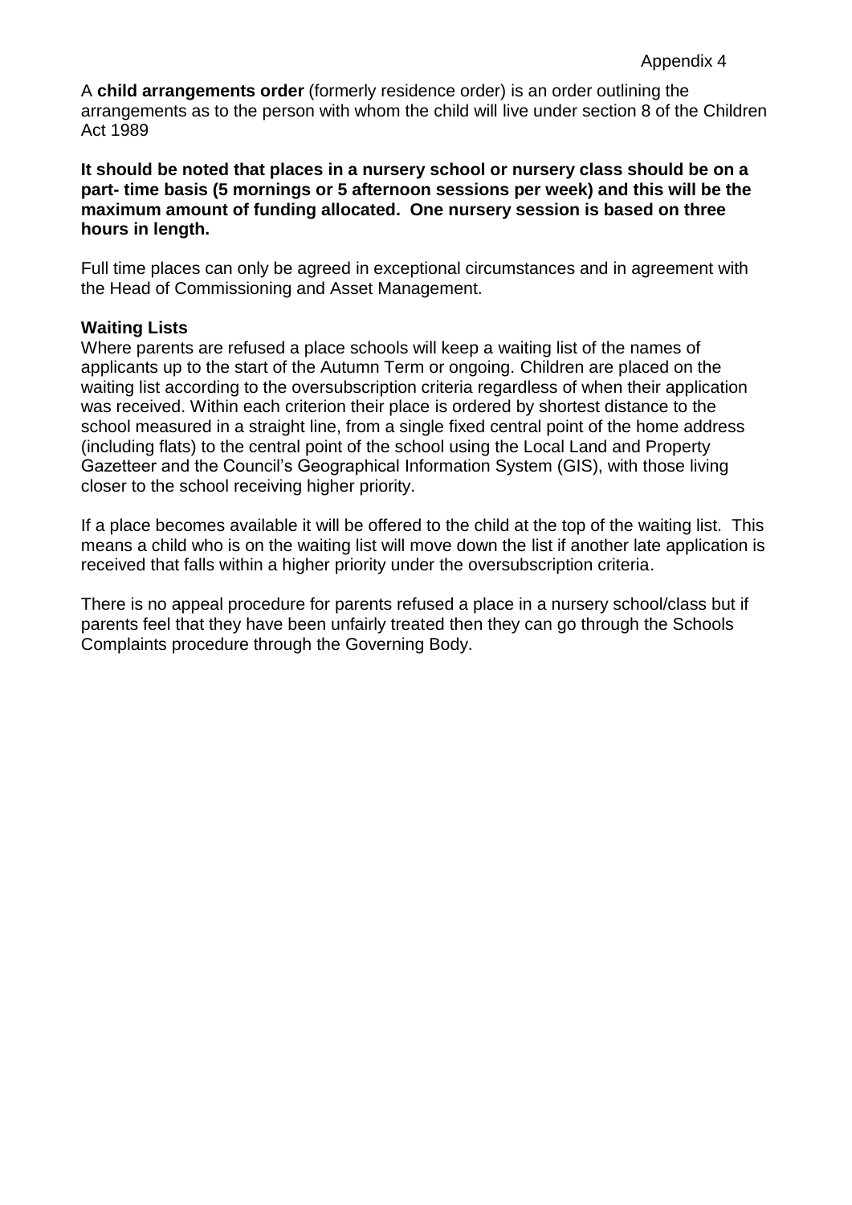Appendix 4

A **child arrangements order** (formerly residence order) is an order outlining the arrangements as to the person with whom the child will live under section 8 of the Children Act 1989

**It should be noted that places in a nursery school or nursery class should be on a part- time basis (5 mornings or 5 afternoon sessions per week) and this will be the maximum amount of funding allocated. One nursery session is based on three hours in length.**

Full time places can only be agreed in exceptional circumstances and in agreement with the Head of Commissioning and Asset Management.

**Waiting Lists**

Where parents are refused a place schools will keep a waiting list of the names of applicants up to the start of the Autumn Term or ongoing. Children are placed on the waiting list according to the oversubscription criteria regardless of when their application was received. Within each criterion their place is ordered by shortest distance to the school measured in a straight line, from a single fixed central point of the home address (including flats) to the central point of the school using the Local Land and Property Gazetteer and the Council's Geographical Information System (GIS), with those living closer to the school receiving higher priority.

If a place becomes available it will be offered to the child at the top of the waiting list. This means a child who is on the waiting list will move down the list if another late application is received that falls within a higher priority under the oversubscription criteria.

There is no appeal procedure for parents refused a place in a nursery school/class but if parents feel that they have been unfairly treated then they can go through the Schools Complaints procedure through the Governing Body.